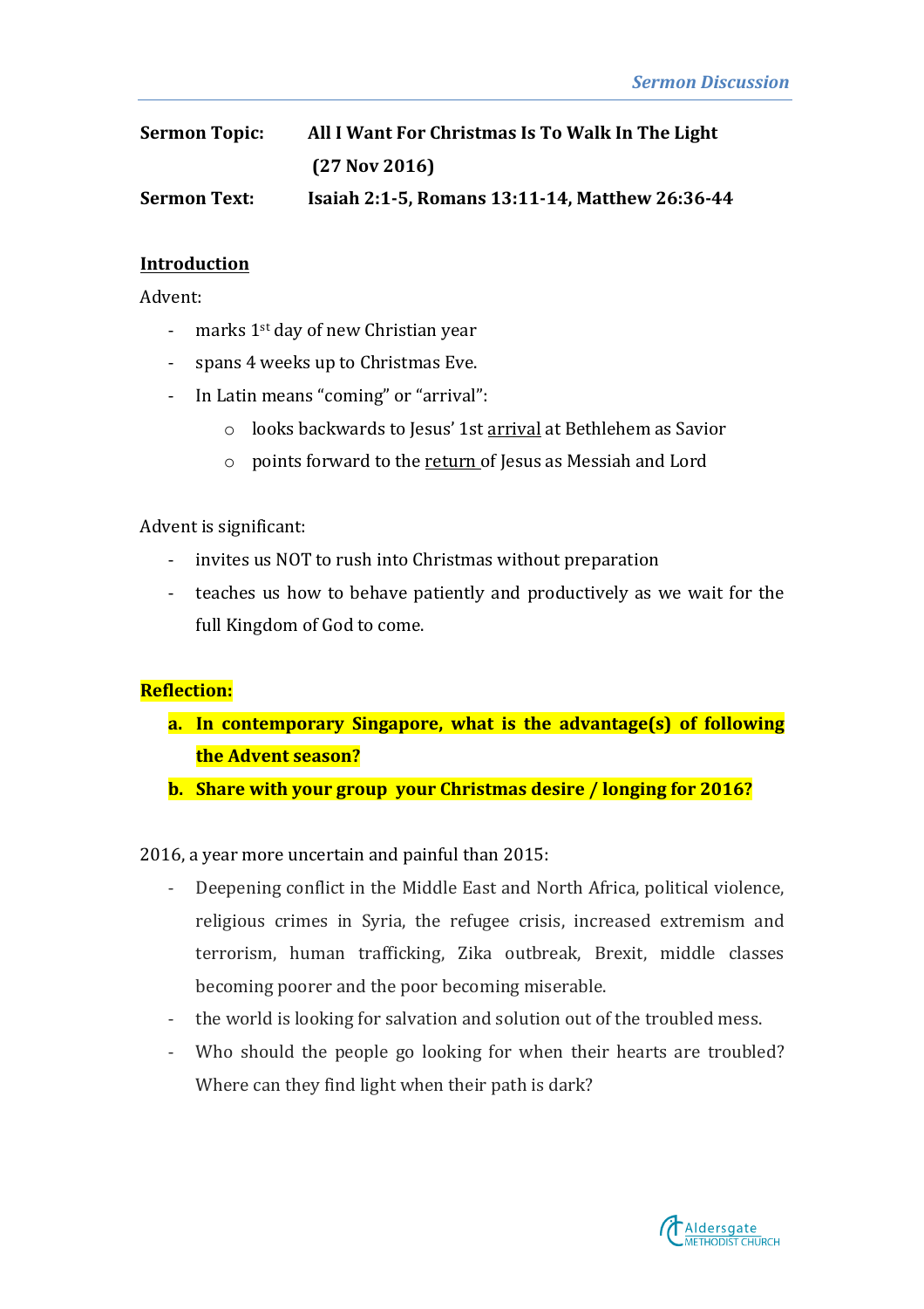**Sermon Topic:** **All I Want For Christmas Is To Walk In The Light (27 Nov 2016)**

**Sermon Text:** **Isaiah 2:1-5, Romans 13:11-14, Matthew 26:36-44**

## Introduction

Advent:

- marks 1st day of new Christian year
- spans 4 weeks up to Christmas Eve.
- In Latin means "coming" or "arrival":
  - looks backwards to Jesus' 1st arrival at Bethlehem as Savior
  - points forward to the return of Jesus as Messiah and Lord

Advent is significant:

- invites us NOT to rush into Christmas without preparation
- teaches us how to behave patiently and productively as we wait for the full Kingdom of God to come.

**Reflection:**

- **a. In contemporary Singapore, what is the advantage(s) of following the Advent season?**
- **b. Share with your group your Christmas desire / longing for 2016?**

2016, a year more uncertain and painful than 2015:

- Deepening conflict in the Middle East and North Africa, political violence, religious crimes in Syria, the refugee crisis, increased extremism and terrorism, human trafficking, Zika outbreak, Brexit, middle classes becoming poorer and the poor becoming miserable.
- the world is looking for salvation and solution out of the troubled mess.
- Who should the people go looking for when their hearts are troubled? Where can they find light when their path is dark?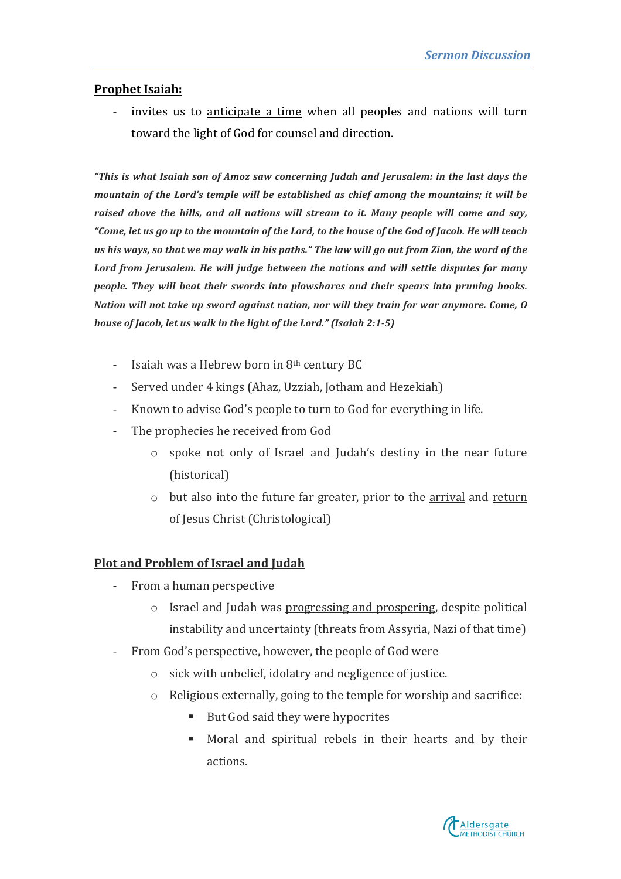## **<u>Prophet Isaiah:</u>**

- invites us to <u>anticipate a time</u> when all peoples and nations will turn toward the <u>light of God</u> for counsel and direction.

***"This is what Isaiah son of Amoz saw concerning Judah and Jerusalem: in the last days the mountain of the Lord's temple will be established as chief among the mountains; it will be raised above the hills, and all nations will stream to it. Many people will come and say, "Come, let us go up to the mountain of the Lord, to the house of the God of Jacob. He will teach us his ways, so that we may walk in his paths." The law will go out from Zion, the word of the Lord from Jerusalem. He will judge between the nations and will settle disputes for many people. They will beat their swords into plowshares and their spears into pruning hooks. Nation will not take up sword against nation, nor will they train for war anymore. Come, O house of Jacob, let us walk in the light of the Lord." (Isaiah 2:1-5)***

- Isaiah was a Hebrew born in 8th century BC
- Served under 4 kings (Ahaz, Uzziah, Jotham and Hezekiah)
- Known to advise God's people to turn to God for everything in life.
- The prophecies he received from God
    - spoke not only of Israel and Judah's destiny in the near future (historical)
    - but also into the future far greater, prior to the <u>arrival</u> and <u>return</u> of Jesus Christ (Christological)

## **<u>Plot and Problem of Israel and Judah</u>**

- From a human perspective
    - Israel and Judah was <u>progressing and prospering</u>, despite political instability and uncertainty (threats from Assyria, Nazi of that time)
- From God's perspective, however, the people of God were
    - sick with unbelief, idolatry and negligence of justice.
    - Religious externally, going to the temple for worship and sacrifice:
        - But God said they were hypocrites
        - Moral and spiritual rebels in their hearts and by their actions.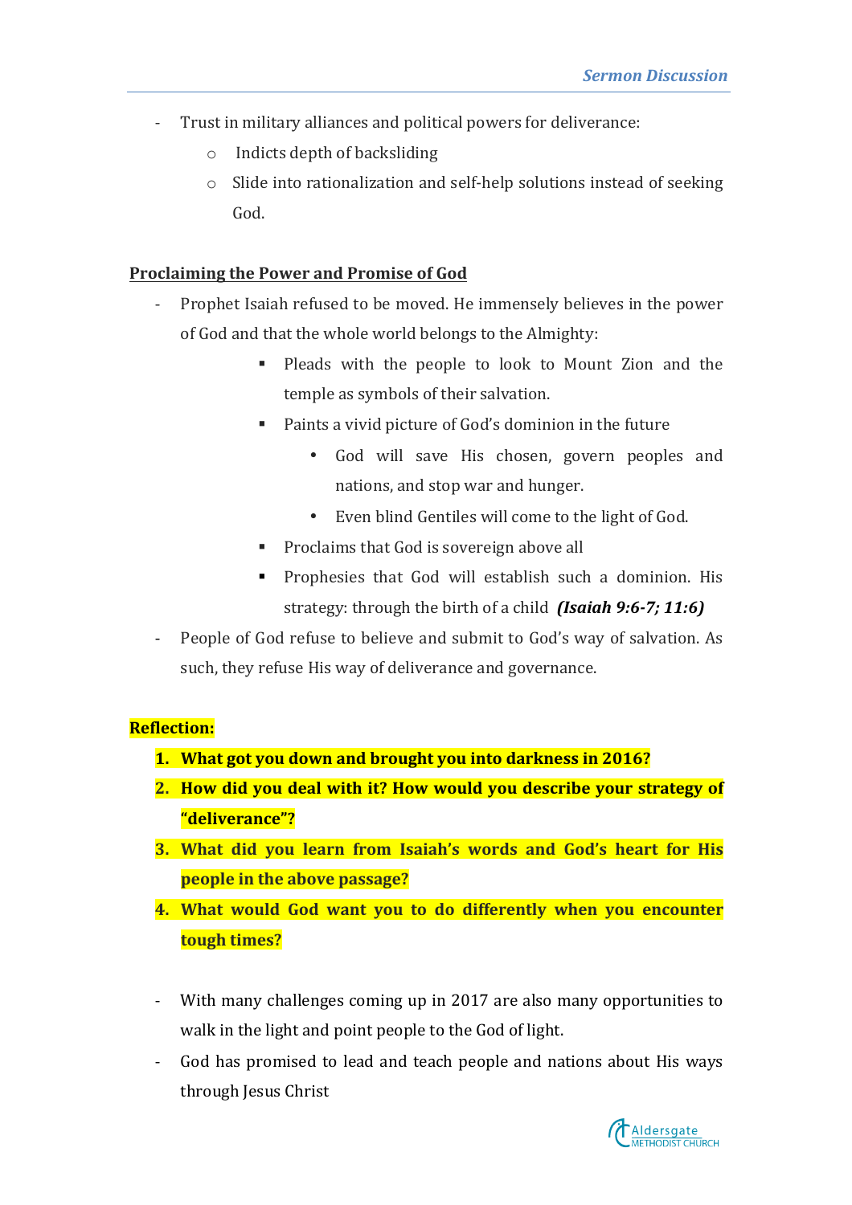- Trust in military alliances and political powers for deliverance:
    - Indicts depth of backsliding
    - Slide into rationalization and self-help solutions instead of seeking God.

**Proclaiming the Power and Promise of God**

- Prophet Isaiah refused to be moved. He immensely believes in the power of God and that the whole world belongs to the Almighty:
    - Pleads with the people to look to Mount Zion and the temple as symbols of their salvation.
    - Paints a vivid picture of God's dominion in the future
        - God will save His chosen, govern peoples and nations, and stop war and hunger.
        - Even blind Gentiles will come to the light of God.
    - Proclaims that God is sovereign above all
    - Prophesies that God will establish such a dominion. His strategy: through the birth of a child ***(Isaiah 9:6-7; 11:6)***
- People of God refuse to believe and submit to God's way of salvation. As such, they refuse His way of deliverance and governance.

**Reflection:**

1. **What got you down and brought you into darkness in 2016?**
2. **How did you deal with it? How would you describe your strategy of "deliverance"?**
3. **What did you learn from Isaiah's words and God's heart for His people in the above passage?**
4. **What would God want you to do differently when you encounter tough times?**

- With many challenges coming up in 2017 are also many opportunities to walk in the light and point people to the God of light.
- God has promised to lead and teach people and nations about His ways through Jesus Christ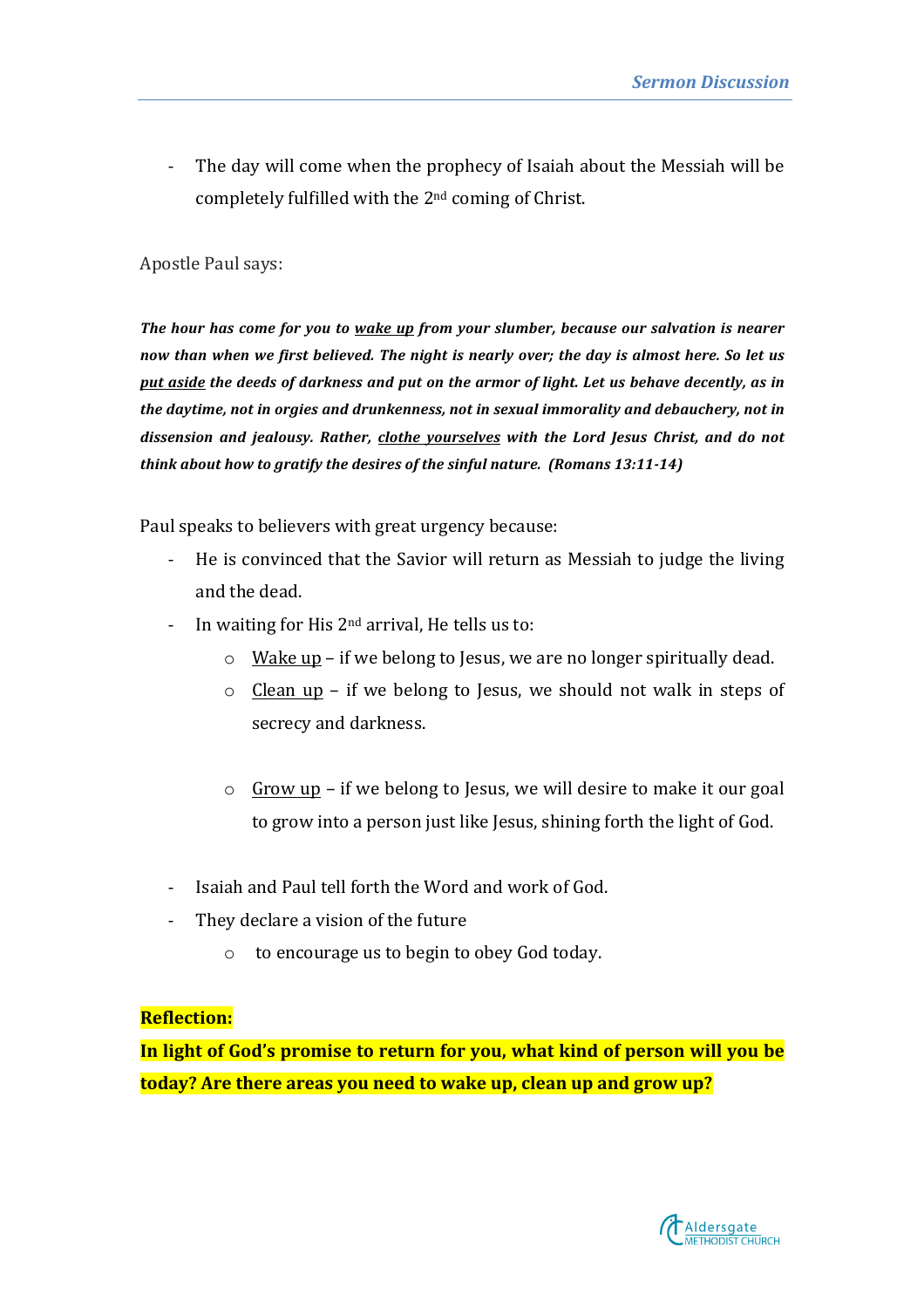- The day will come when the prophecy of Isaiah about the Messiah will be completely fulfilled with the 2nd coming of Christ.

Apostle Paul says:

***The hour has come for you to <u>wake up</u> from your slumber, because our salvation is nearer now than when we first believed. The night is nearly over; the day is almost here. So let us <u>put aside</u> the deeds of darkness and put on the armor of light. Let us behave decently, as in the daytime, not in orgies and drunkenness, not in sexual immorality and debauchery, not in dissension and jealousy. Rather, <u>clothe yourselves</u> with the Lord Jesus Christ, and do not think about how to gratify the desires of the sinful nature. (Romans 13:11-14)***

Paul speaks to believers with great urgency because:

- He is convinced that the Savior will return as Messiah to judge the living and the dead.
- In waiting for His 2nd arrival, He tells us to:
  - <u>Wake up</u> – if we belong to Jesus, we are no longer spiritually dead.
  - <u>Clean up</u> – if we belong to Jesus, we should not walk in steps of secrecy and darkness.
  - <u>Grow up</u> – if we belong to Jesus, we will desire to make it our goal to grow into a person just like Jesus, shining forth the light of God.
- Isaiah and Paul tell forth the Word and work of God.
- They declare a vision of the future
  - to encourage us to begin to obey God today.

**Reflection:**

**In light of God's promise to return for you, what kind of person will you be today? Are there areas you need to wake up, clean up and grow up?**